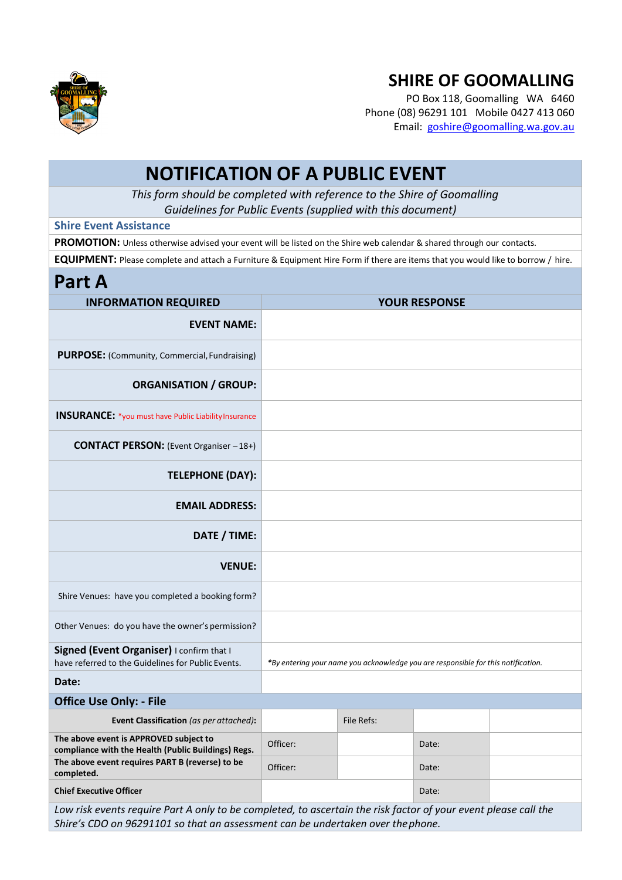# SHIRE OF GOOMALLING

PO Box 118, Goomalling WA 6460
Phone (08) 96291 101 Mobile 0427 413 060
Email: goshire@goomalling.wa.gov.au

# NOTIFICATION OF A PUBLIC EVENT

*This form should be completed with reference to the Shire of Goomalling Guidelines for Public Events (supplied with this document)*

### Shire Event Assistance

**PROMOTION:** Unless otherwise advised your event will be listed on the Shire web calendar & shared through our contacts.

**EQUIPMENT:** Please complete and attach a Furniture & Equipment Hire Form if there are items that you would like to borrow / hire.

## Part A

| INFORMATION REQUIRED | YOUR RESPONSE |
|---|---|
| **EVENT NAME:** | |
| **PURPOSE:** (Community, Commercial, Fundraising) | |
| **ORGANISATION / GROUP:** | |
| **INSURANCE:** *you must have Public Liability Insurance | |
| **CONTACT PERSON:** (Event Organiser – 18+) | |
| **TELEPHONE (DAY):** | |
| **EMAIL ADDRESS:** | |
| **DATE / TIME:** | |
| **VENUE:** | |
| Shire Venues: have you completed a booking form? | |
| Other Venues: do you have the owner's permission? | |
| **Signed (Event Organiser)** I confirm that I have referred to the Guidelines for Public Events. | *\*By entering your name you acknowledge you are responsible for this notification.* |
| **Date:** | |

### Office Use Only: - File

| | | | | |
|---|---|---|---|---|
| **Event Classification** *(as per attached)*: | | File Refs: | | |
| **The above event is APPROVED subject to compliance with the Health (Public Buildings) Regs.** | Officer: | | Date: | |
| **The above event requires PART B (reverse) to be completed.** | Officer: | | Date: | |
| **Chief Executive Officer** | | | Date: | |

*Low risk events require Part A only to be completed, to ascertain the risk factor of your event please call the Shire's CDO on 96291101 so that an assessment can be undertaken over the phone.*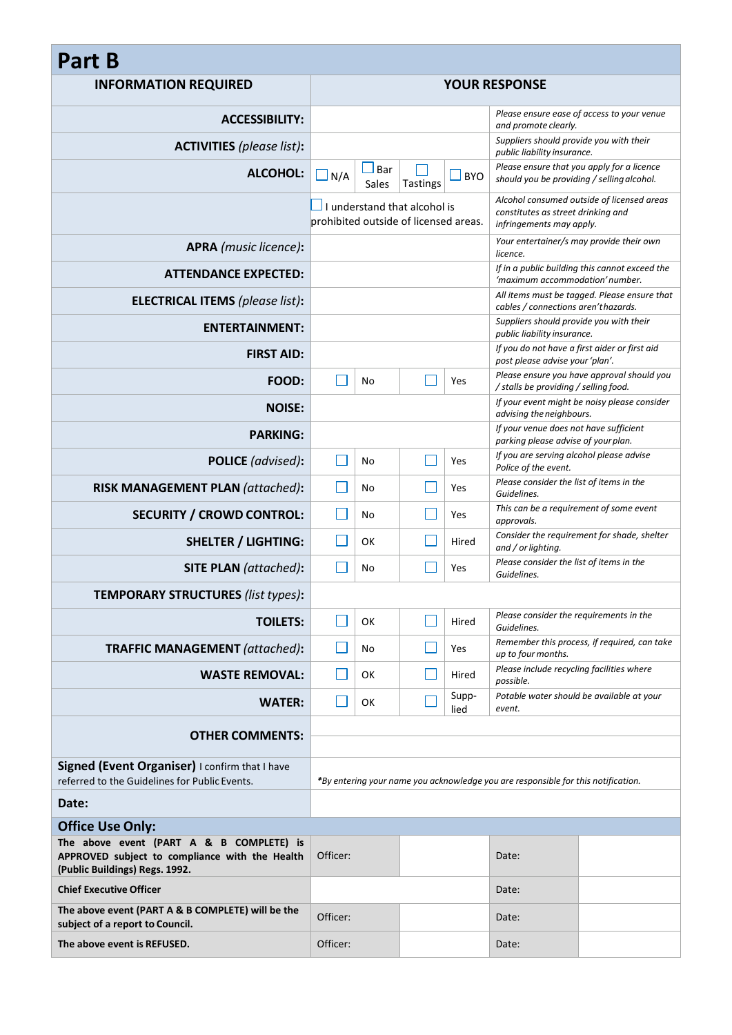# Part B

| INFORMATION REQUIRED | YOUR RESPONSE | | | | |
|---|---|---|---|---|---|
| **ACCESSIBILITY:** | | | | | *Please ensure ease of access to your venue and promote clearly.* |
| **ACTIVITIES** *(please list)*: | | | | | *Suppliers should provide you with their public liability insurance.* |
| **ALCOHOL:** | ☐ N/A | ☐ Bar Sales | ☐ Tastings | ☐ BYO | *Please ensure that you apply for a licence should you be providing / selling alcohol.* |
| | ☐ I understand that alcohol is prohibited outside of licensed areas. | | | | *Alcohol consumed outside of licensed areas constitutes as street drinking and infringements may apply.* |
| **APRA** *(music licence)*: | | | | | *Your entertainer/s may provide their own licence.* |
| **ATTENDANCE EXPECTED:** | | | | | *If in a public building this cannot exceed the 'maximum accommodation' number.* |
| **ELECTRICAL ITEMS** *(please list)*: | | | | | *All items must be tagged. Please ensure that cables / connections aren't hazards.* |
| **ENTERTAINMENT:** | | | | | *Suppliers should provide you with their public liability insurance.* |
| **FIRST AID:** | | | | | *If you do not have a first aider or first aid post please advise your 'plan'.* |
| **FOOD:** | ☐ | No | ☐ | Yes | *Please ensure you have approval should you / stalls be providing / selling food.* |
| **NOISE:** | | | | | *If your event might be noisy please consider advising the neighbours.* |
| **PARKING:** | | | | | *If your venue does not have sufficient parking please advise of your plan.* |
| **POLICE** *(advised)*: | ☐ | No | ☐ | Yes | *If you are serving alcohol please advise Police of the event.* |
| **RISK MANAGEMENT PLAN** *(attached)*: | ☐ | No | ☐ | Yes | *Please consider the list of items in the Guidelines.* |
| **SECURITY / CROWD CONTROL:** | ☐ | No | ☐ | Yes | *This can be a requirement of some event approvals.* |
| **SHELTER / LIGHTING:** | ☐ | OK | ☐ | Hired | *Consider the requirement for shade, shelter and / or lighting.* |
| **SITE PLAN** *(attached)*: | ☐ | No | ☐ | Yes | *Please consider the list of items in the Guidelines.* |
| **TEMPORARY STRUCTURES** *(list types)*: | | | | | |
| **TOILETS:** | ☐ | OK | ☐ | Hired | *Please consider the requirements in the Guidelines.* |
| **TRAFFIC MANAGEMENT** *(attached)*: | ☐ | No | ☐ | Yes | *Remember this process, if required, can take up to four months.* |
| **WASTE REMOVAL:** | ☐ | OK | ☐ | Hired | *Please include recycling facilities where possible.* |
| **WATER:** | ☐ | OK | ☐ | Supp-lied | *Potable water should be available at your event.* |
| **OTHER COMMENTS:** | | | | | |
| **Signed (Event Organiser)** I confirm that I have referred to the Guidelines for Public Events. | *\*By entering your name you acknowledge you are responsible for this notification.* | | | | |
| **Date:** | | | | | |

## Office Use Only:

| | | | | |
|---|---|---|---|---|
| **The above event (PART A & B COMPLETE) is APPROVED subject to compliance with the Health (Public Buildings) Regs. 1992.** | Officer: | | Date: | |
| **Chief Executive Officer** | | | Date: | |
| **The above event (PART A & B COMPLETE) will be the subject of a report to Council.** | Officer: | | Date: | |
| **The above event is REFUSED.** | Officer: | | Date: | |